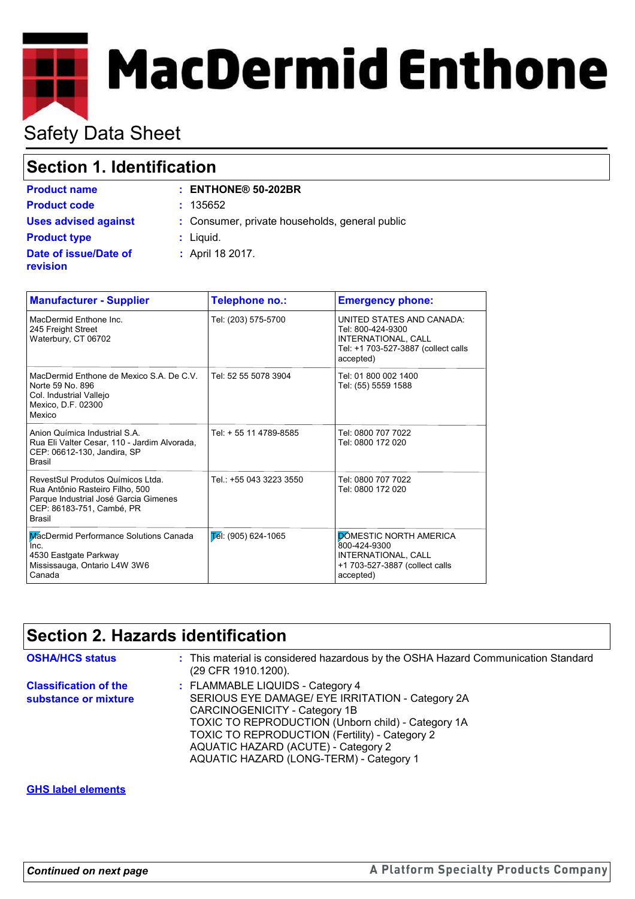# MacDermid Enthone

## Safety Data Sheet

## Section 1. Identification

**Product name** : **ENTHONE® 50-202BR**

**Product code** : 135652

**Uses advised against** : Consumer, private households, general public

**Product type** : Liquid.

**Date of issue/Date of revision** : April 18 2017.

| Manufacturer - Supplier | Telephone no.: | Emergency phone: |
|---|---|---|
| MacDermid Enthone Inc.<br>245 Freight Street<br>Waterbury, CT 06702 | Tel: (203) 575-5700 | UNITED STATES AND CANADA:<br>Tel: 800-424-9300<br>INTERNATIONAL, CALL<br>Tel: +1 703-527-3887 (collect calls accepted) |
| MacDermid Enthone de Mexico S.A. De C.V.<br>Norte 59 No. 896<br>Col. Industrial Vallejo<br>Mexico, D.F. 02300<br>Mexico | Tel: 52 55 5078 3904 | Tel: 01 800 002 1400<br>Tel: (55) 5559 1588 |
| Anion Química Industrial S.A.<br>Rua Eli Valter Cesar, 110 - Jardim Alvorada,<br>CEP: 06612-130, Jandira, SP<br>Brasil | Tel: + 55 11 4789-8585 | Tel: 0800 707 7022<br>Tel: 0800 172 020 |
| RevestSul Produtos Químicos Ltda.<br>Rua Antônio Rasteiro Filho, 500<br>Parque Industrial José Garcia Gimenes<br>CEP: 86183-751, Cambé, PR<br>Brasil | Tel.: +55 043 3223 3550 | Tel: 0800 707 7022<br>Tel: 0800 172 020 |
| MacDermid Performance Solutions Canada Inc.<br>4530 Eastgate Parkway<br>Mississauga, Ontario L4W 3W6<br>Canada | Tel: (905) 624-1065 | DOMESTIC NORTH AMERICA<br>800-424-9300<br>INTERNATIONAL, CALL<br>+1 703-527-3887 (collect calls accepted) |

## Section 2. Hazards identification

**OSHA/HCS status** : This material is considered hazardous by the OSHA Hazard Communication Standard (29 CFR 1910.1200).

**Classification of the substance or mixture** : FLAMMABLE LIQUIDS - Category 4
SERIOUS EYE DAMAGE/ EYE IRRITATION - Category 2A
CARCINOGENICITY - Category 1B
TOXIC TO REPRODUCTION (Unborn child) - Category 1A
TOXIC TO REPRODUCTION (Fertility) - Category 2
AQUATIC HAZARD (ACUTE) - Category 2
AQUATIC HAZARD (LONG-TERM) - Category 1

**GHS label elements**

*Continued on next page*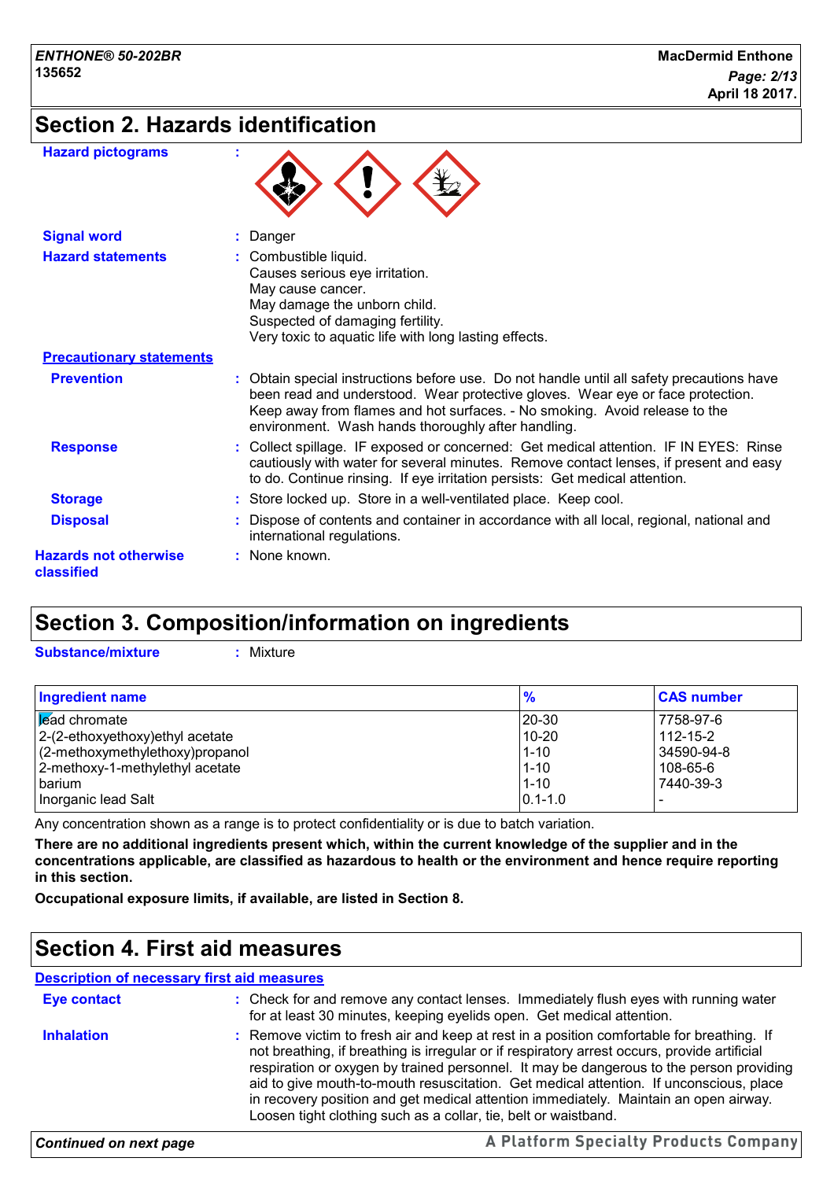## Section 2. Hazards identification

**Hazard pictograms** :

**Signal word** : Danger

**Hazard statements** : Combustible liquid.
Causes serious eye irritation.
May cause cancer.
May damage the unborn child.
Suspected of damaging fertility.
Very toxic to aquatic life with long lasting effects.

**Precautionary statements**

**Prevention** : Obtain special instructions before use. Do not handle until all safety precautions have been read and understood. Wear protective gloves. Wear eye or face protection. Keep away from flames and hot surfaces. - No smoking. Avoid release to the environment. Wash hands thoroughly after handling.

**Response** : Collect spillage. IF exposed or concerned: Get medical attention. IF IN EYES: Rinse cautiously with water for several minutes. Remove contact lenses, if present and easy to do. Continue rinsing. If eye irritation persists: Get medical attention.

**Storage** : Store locked up. Store in a well-ventilated place. Keep cool.

**Disposal** : Dispose of contents and container in accordance with all local, regional, national and international regulations.

**Hazards not otherwise classified** : None known.

## Section 3. Composition/information on ingredients

**Substance/mixture** : Mixture

| Ingredient name | % | CAS number |
|---|---|---|
| lead chromate | 20-30 | 7758-97-6 |
| 2-(2-ethoxyethoxy)ethyl acetate | 10-20 | 112-15-2 |
| (2-methoxymethylethoxy)propanol | 1-10 | 34590-94-8 |
| 2-methoxy-1-methylethyl acetate | 1-10 | 108-65-6 |
| barium | 1-10 | 7440-39-3 |
| Inorganic lead Salt | 0.1-1.0 | - |

Any concentration shown as a range is to protect confidentiality or is due to batch variation.

**There are no additional ingredients present which, within the current knowledge of the supplier and in the concentrations applicable, are classified as hazardous to health or the environment and hence require reporting in this section.**

**Occupational exposure limits, if available, are listed in Section 8.**

## Section 4. First aid measures

**Description of necessary first aid measures**

**Eye contact** : Check for and remove any contact lenses. Immediately flush eyes with running water for at least 30 minutes, keeping eyelids open. Get medical attention.

**Inhalation** : Remove victim to fresh air and keep at rest in a position comfortable for breathing. If not breathing, if breathing is irregular or if respiratory arrest occurs, provide artificial respiration or oxygen by trained personnel. It may be dangerous to the person providing aid to give mouth-to-mouth resuscitation. Get medical attention. If unconscious, place in recovery position and get medical attention immediately. Maintain an open airway. Loosen tight clothing such as a collar, tie, belt or waistband.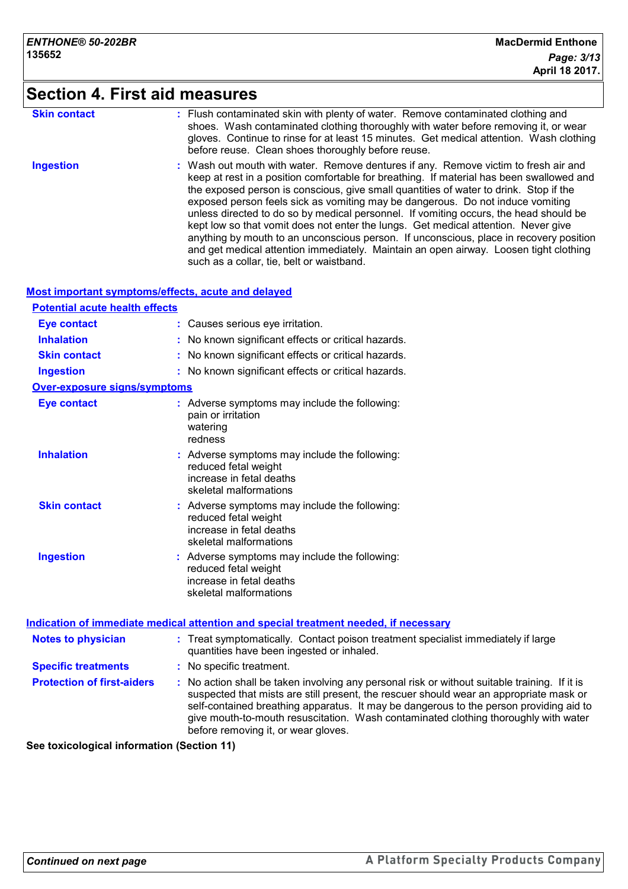# Section 4. First aid measures

**Skin contact** : Flush contaminated skin with plenty of water. Remove contaminated clothing and shoes. Wash contaminated clothing thoroughly with water before removing it, or wear gloves. Continue to rinse for at least 15 minutes. Get medical attention. Wash clothing before reuse. Clean shoes thoroughly before reuse.

**Ingestion** : Wash out mouth with water. Remove dentures if any. Remove victim to fresh air and keep at rest in a position comfortable for breathing. If material has been swallowed and the exposed person is conscious, give small quantities of water to drink. Stop if the exposed person feels sick as vomiting may be dangerous. Do not induce vomiting unless directed to do so by medical personnel. If vomiting occurs, the head should be kept low so that vomit does not enter the lungs. Get medical attention. Never give anything by mouth to an unconscious person. If unconscious, place in recovery position and get medical attention immediately. Maintain an open airway. Loosen tight clothing such as a collar, tie, belt or waistband.

## Most important symptoms/effects, acute and delayed

### Potential acute health effects

**Eye contact** : Causes serious eye irritation.

**Inhalation** : No known significant effects or critical hazards.

**Skin contact** : No known significant effects or critical hazards.

**Ingestion** : No known significant effects or critical hazards.

### Over-exposure signs/symptoms

**Eye contact** : Adverse symptoms may include the following:
pain or irritation
watering
redness

**Inhalation** : Adverse symptoms may include the following:
reduced fetal weight
increase in fetal deaths
skeletal malformations

**Skin contact** : Adverse symptoms may include the following:
reduced fetal weight
increase in fetal deaths
skeletal malformations

**Ingestion** : Adverse symptoms may include the following:
reduced fetal weight
increase in fetal deaths
skeletal malformations

## Indication of immediate medical attention and special treatment needed, if necessary

**Notes to physician** : Treat symptomatically. Contact poison treatment specialist immediately if large quantities have been ingested or inhaled.

**Specific treatments** : No specific treatment.

**Protection of first-aiders** : No action shall be taken involving any personal risk or without suitable training. If it is suspected that mists are still present, the rescuer should wear an appropriate mask or self-contained breathing apparatus. It may be dangerous to the person providing aid to give mouth-to-mouth resuscitation. Wash contaminated clothing thoroughly with water before removing it, or wear gloves.

**See toxicological information (Section 11)**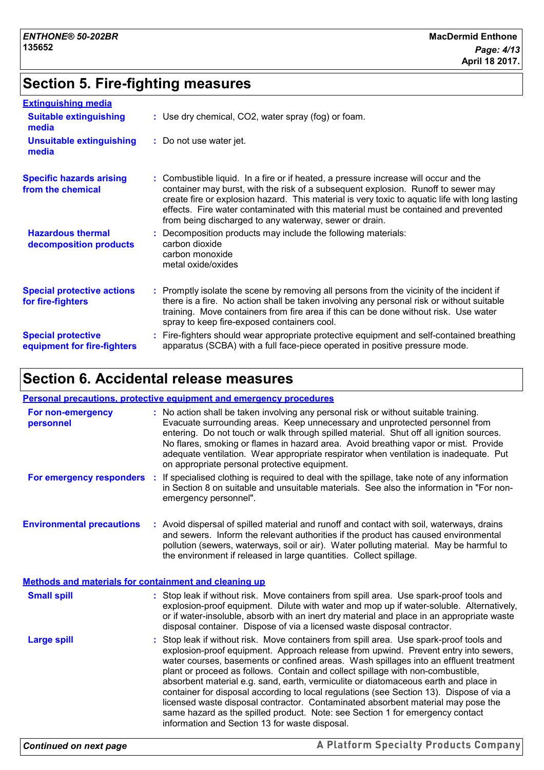## Section 5. Fire-fighting measures

### Extinguishing media

**Suitable extinguishing media** : Use dry chemical, $CO_2$, water spray (fog) or foam.

**Unsuitable extinguishing media** : Do not use water jet.

**Specific hazards arising from the chemical** : Combustible liquid. In a fire or if heated, a pressure increase will occur and the container may burst, with the risk of a subsequent explosion. Runoff to sewer may create fire or explosion hazard. This material is very toxic to aquatic life with long lasting effects. Fire water contaminated with this material must be contained and prevented from being discharged to any waterway, sewer or drain.

**Hazardous thermal decomposition products** : Decomposition products may include the following materials:
carbon dioxide
carbon monoxide
metal oxide/oxides

**Special protective actions for fire-fighters** : Promptly isolate the scene by removing all persons from the vicinity of the incident if there is a fire. No action shall be taken involving any personal risk or without suitable training. Move containers from fire area if this can be done without risk. Use water spray to keep fire-exposed containers cool.

**Special protective equipment for fire-fighters** : Fire-fighters should wear appropriate protective equipment and self-contained breathing apparatus (SCBA) with a full face-piece operated in positive pressure mode.

## Section 6. Accidental release measures

### Personal precautions, protective equipment and emergency procedures

**For non-emergency personnel** : No action shall be taken involving any personal risk or without suitable training. Evacuate surrounding areas. Keep unnecessary and unprotected personnel from entering. Do not touch or walk through spilled material. Shut off all ignition sources. No flares, smoking or flames in hazard area. Avoid breathing vapor or mist. Provide adequate ventilation. Wear appropriate respirator when ventilation is inadequate. Put on appropriate personal protective equipment.

**For emergency responders** : If specialised clothing is required to deal with the spillage, take note of any information in Section 8 on suitable and unsuitable materials. See also the information in "For non-emergency personnel".

**Environmental precautions** : Avoid dispersal of spilled material and runoff and contact with soil, waterways, drains and sewers. Inform the relevant authorities if the product has caused environmental pollution (sewers, waterways, soil or air). Water polluting material. May be harmful to the environment if released in large quantities. Collect spillage.

### Methods and materials for containment and cleaning up

**Small spill** : Stop leak if without risk. Move containers from spill area. Use spark-proof tools and explosion-proof equipment. Dilute with water and mop up if water-soluble. Alternatively, or if water-insoluble, absorb with an inert dry material and place in an appropriate waste disposal container. Dispose of via a licensed waste disposal contractor.

**Large spill** : Stop leak if without risk. Move containers from spill area. Use spark-proof tools and explosion-proof equipment. Approach release from upwind. Prevent entry into sewers, water courses, basements or confined areas. Wash spillages into an effluent treatment plant or proceed as follows. Contain and collect spillage with non-combustible, absorbent material e.g. sand, earth, vermiculite or diatomaceous earth and place in container for disposal according to local regulations (see Section 13). Dispose of via a licensed waste disposal contractor. Contaminated absorbent material may pose the same hazard as the spilled product. Note: see Section 1 for emergency contact information and Section 13 for waste disposal.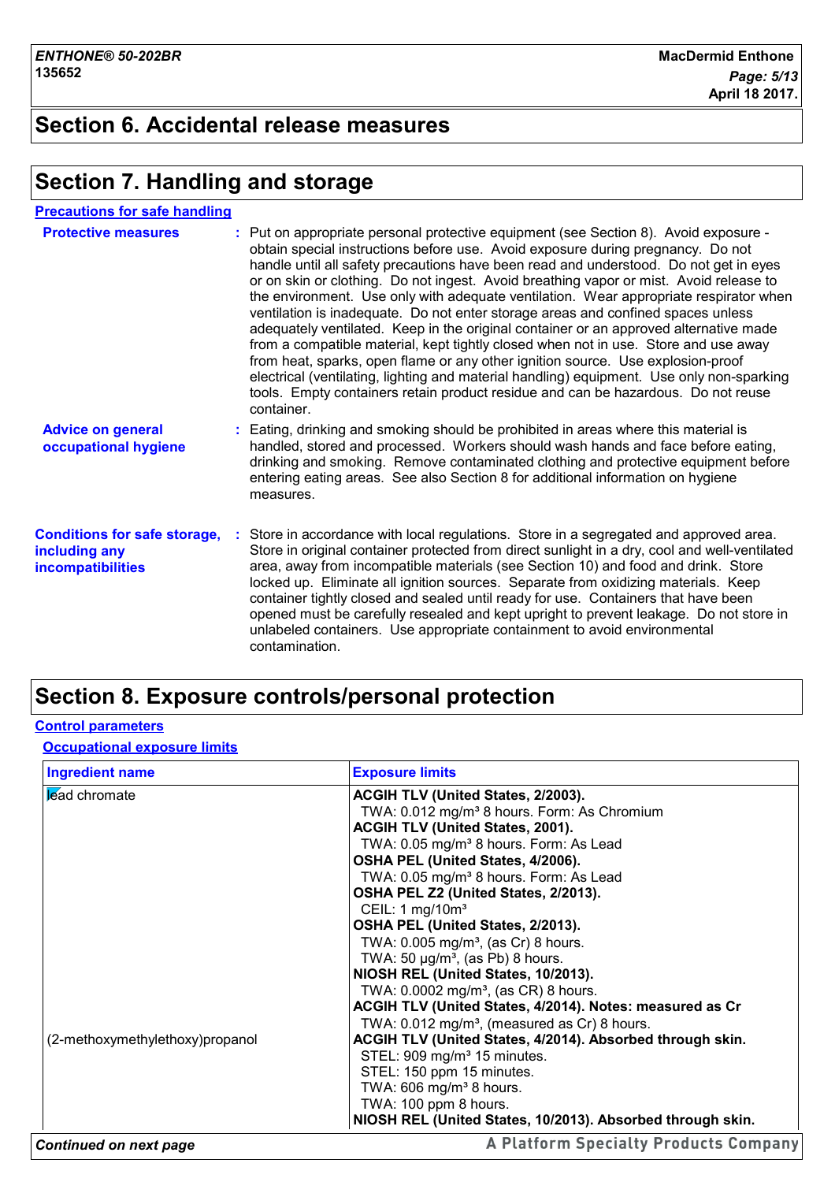## Section 6. Accidental release measures

## Section 7. Handling and storage

### Precautions for safe handling

**Protective measures** : Put on appropriate personal protective equipment (see Section 8). Avoid exposure - obtain special instructions before use. Avoid exposure during pregnancy. Do not handle until all safety precautions have been read and understood. Do not get in eyes or on skin or clothing. Do not ingest. Avoid breathing vapor or mist. Avoid release to the environment. Use only with adequate ventilation. Wear appropriate respirator when ventilation is inadequate. Do not enter storage areas and confined spaces unless adequately ventilated. Keep in the original container or an approved alternative made from a compatible material, kept tightly closed when not in use. Store and use away from heat, sparks, open flame or any other ignition source. Use explosion-proof electrical (ventilating, lighting and material handling) equipment. Use only non-sparking tools. Empty containers retain product residue and can be hazardous. Do not reuse container.

**Advice on general occupational hygiene** : Eating, drinking and smoking should be prohibited in areas where this material is handled, stored and processed. Workers should wash hands and face before eating, drinking and smoking. Remove contaminated clothing and protective equipment before entering eating areas. See also Section 8 for additional information on hygiene measures.

**Conditions for safe storage, including any incompatibilities** : Store in accordance with local regulations. Store in a segregated and approved area. Store in original container protected from direct sunlight in a dry, cool and well-ventilated area, away from incompatible materials (see Section 10) and food and drink. Store locked up. Eliminate all ignition sources. Separate from oxidizing materials. Keep container tightly closed and sealed until ready for use. Containers that have been opened must be carefully resealed and kept upright to prevent leakage. Do not store in unlabeled containers. Use appropriate containment to avoid environmental contamination.

## Section 8. Exposure controls/personal protection

### Control parameters

#### Occupational exposure limits

| Ingredient name | Exposure limits |
| --- | --- |
| lead chromate | **ACGIH TLV (United States, 2/2003).**<br>TWA: 0.012 mg/m³ 8 hours. Form: As Chromium<br>**ACGIH TLV (United States, 2001).**<br>TWA: 0.05 mg/m³ 8 hours. Form: As Lead<br>**OSHA PEL (United States, 4/2006).**<br>TWA: 0.05 mg/m³ 8 hours. Form: As Lead<br>**OSHA PEL Z2 (United States, 2/2013).**<br>CEIL: 1 mg/10m³<br>**OSHA PEL (United States, 2/2013).**<br>TWA: 0.005 mg/m³, (as Cr) 8 hours.<br>TWA: 50 µg/m³, (as Pb) 8 hours.<br>**NIOSH REL (United States, 10/2013).**<br>TWA: 0.0002 mg/m³, (as CR) 8 hours.<br>**ACGIH TLV (United States, 4/2014). Notes: measured as Cr**<br>TWA: 0.012 mg/m³, (measured as Cr) 8 hours. |
| (2-methoxymethylethoxy)propanol | **ACGIH TLV (United States, 4/2014). Absorbed through skin.**<br>STEL: 909 mg/m³ 15 minutes.<br>STEL: 150 ppm 15 minutes.<br>TWA: 606 mg/m³ 8 hours.<br>TWA: 100 ppm 8 hours.<br>**NIOSH REL (United States, 10/2013). Absorbed through skin.** |

*Continued on next page*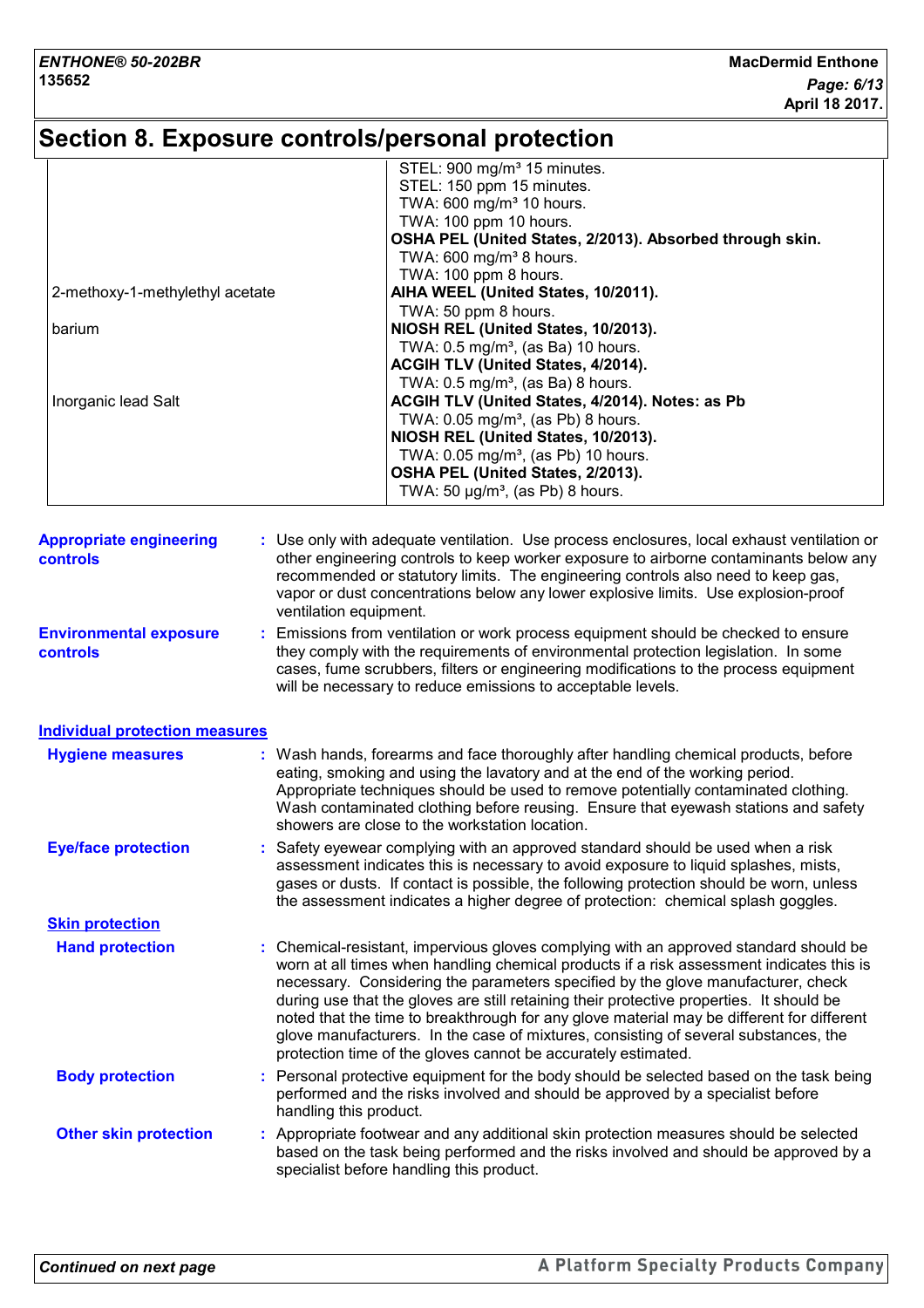# Section 8. Exposure controls/personal protection

| | |
|---|---|
| | STEL: 900 mg/m³ 15 minutes.<br>STEL: 150 ppm 15 minutes.<br>TWA: 600 mg/m³ 10 hours.<br>TWA: 100 ppm 10 hours.<br>**OSHA PEL (United States, 2/2013). Absorbed through skin.**<br>TWA: 600 mg/m³ 8 hours.<br>TWA: 100 ppm 8 hours. |
| 2-methoxy-1-methylethyl acetate | **AIHA WEEL (United States, 10/2011).**<br>TWA: 50 ppm 8 hours. |
| barium | **NIOSH REL (United States, 10/2013).**<br>TWA: 0.5 mg/m³, (as Ba) 10 hours.<br>**ACGIH TLV (United States, 4/2014).**<br>TWA: 0.5 mg/m³, (as Ba) 8 hours. |
| Inorganic lead Salt | **ACGIH TLV (United States, 4/2014). Notes: as Pb**<br>TWA: 0.05 mg/m³, (as Pb) 8 hours.<br>**NIOSH REL (United States, 10/2013).**<br>TWA: 0.05 mg/m³, (as Pb) 10 hours.<br>**OSHA PEL (United States, 2/2013).**<br>TWA: 50 µg/m³, (as Pb) 8 hours. |

**Appropriate engineering controls** : Use only with adequate ventilation. Use process enclosures, local exhaust ventilation or other engineering controls to keep worker exposure to airborne contaminants below any recommended or statutory limits. The engineering controls also need to keep gas, vapor or dust concentrations below any lower explosive limits. Use explosion-proof ventilation equipment.

**Environmental exposure controls** : Emissions from ventilation or work process equipment should be checked to ensure they comply with the requirements of environmental protection legislation. In some cases, fume scrubbers, filters or engineering modifications to the process equipment will be necessary to reduce emissions to acceptable levels.

## Individual protection measures

**Hygiene measures** : Wash hands, forearms and face thoroughly after handling chemical products, before eating, smoking and using the lavatory and at the end of the working period. Appropriate techniques should be used to remove potentially contaminated clothing. Wash contaminated clothing before reusing. Ensure that eyewash stations and safety showers are close to the workstation location.

**Eye/face protection** : Safety eyewear complying with an approved standard should be used when a risk assessment indicates this is necessary to avoid exposure to liquid splashes, mists, gases or dusts. If contact is possible, the following protection should be worn, unless the assessment indicates a higher degree of protection: chemical splash goggles.

### Skin protection

**Hand protection** : Chemical-resistant, impervious gloves complying with an approved standard should be worn at all times when handling chemical products if a risk assessment indicates this is necessary. Considering the parameters specified by the glove manufacturer, check during use that the gloves are still retaining their protective properties. It should be noted that the time to breakthrough for any glove material may be different for different glove manufacturers. In the case of mixtures, consisting of several substances, the protection time of the gloves cannot be accurately estimated.

**Body protection** : Personal protective equipment for the body should be selected based on the task being performed and the risks involved and should be approved by a specialist before handling this product.

**Other skin protection** : Appropriate footwear and any additional skin protection measures should be selected based on the task being performed and the risks involved and should be approved by a specialist before handling this product.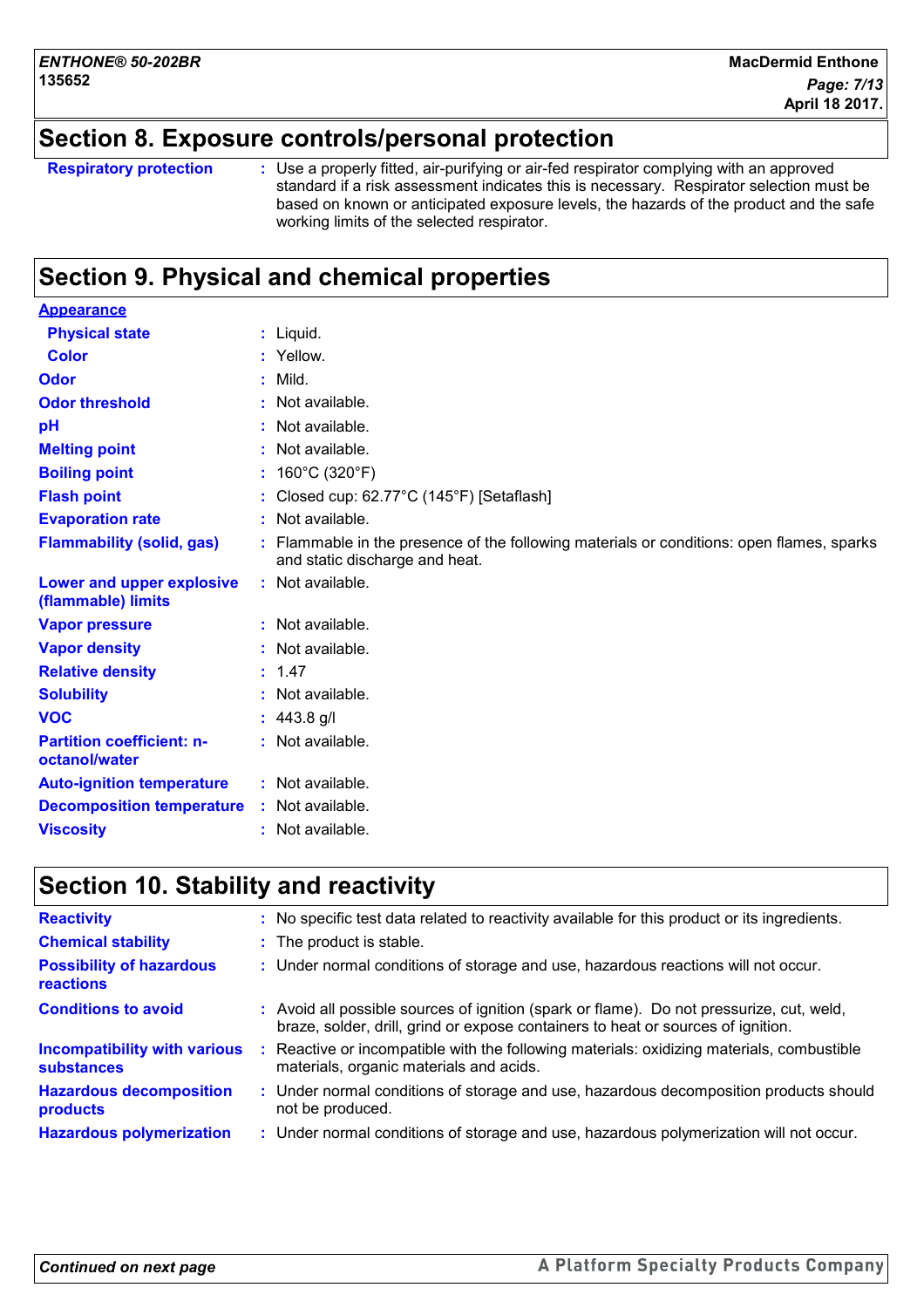## Section 8. Exposure controls/personal protection

| | |
|---|---|
| **Respiratory protection** | Use a properly fitted, air-purifying or air-fed respirator complying with an approved standard if a risk assessment indicates this is necessary. Respirator selection must be based on known or anticipated exposure levels, the hazards of the product and the safe working limits of the selected respirator. |

## Section 9. Physical and chemical properties

| | |
|---|---|
| **Appearance** | |
| **Physical state** | Liquid. |
| **Color** | Yellow. |
| **Odor** | Mild. |
| **Odor threshold** | Not available. |
| **pH** | Not available. |
| **Melting point** | Not available. |
| **Boiling point** | 160°C (320°F) |
| **Flash point** | Closed cup: 62.77°C (145°F) [Setaflash] |
| **Evaporation rate** | Not available. |
| **Flammability (solid, gas)** | Flammable in the presence of the following materials or conditions: open flames, sparks and static discharge and heat. |
| **Lower and upper explosive (flammable) limits** | Not available. |
| **Vapor pressure** | Not available. |
| **Vapor density** | Not available. |
| **Relative density** | 1.47 |
| **Solubility** | Not available. |
| **VOC** | 443.8 g/l |
| **Partition coefficient: n-octanol/water** | Not available. |
| **Auto-ignition temperature** | Not available. |
| **Decomposition temperature** | Not available. |
| **Viscosity** | Not available. |

## Section 10. Stability and reactivity

| | |
|---|---|
| **Reactivity** | No specific test data related to reactivity available for this product or its ingredients. |
| **Chemical stability** | The product is stable. |
| **Possibility of hazardous reactions** | Under normal conditions of storage and use, hazardous reactions will not occur. |
| **Conditions to avoid** | Avoid all possible sources of ignition (spark or flame). Do not pressurize, cut, weld, braze, solder, drill, grind or expose containers to heat or sources of ignition. |
| **Incompatibility with various substances** | Reactive or incompatible with the following materials: oxidizing materials, combustible materials, organic materials and acids. |
| **Hazardous decomposition products** | Under normal conditions of storage and use, hazardous decomposition products should not be produced. |
| **Hazardous polymerization** | Under normal conditions of storage and use, hazardous polymerization will not occur. |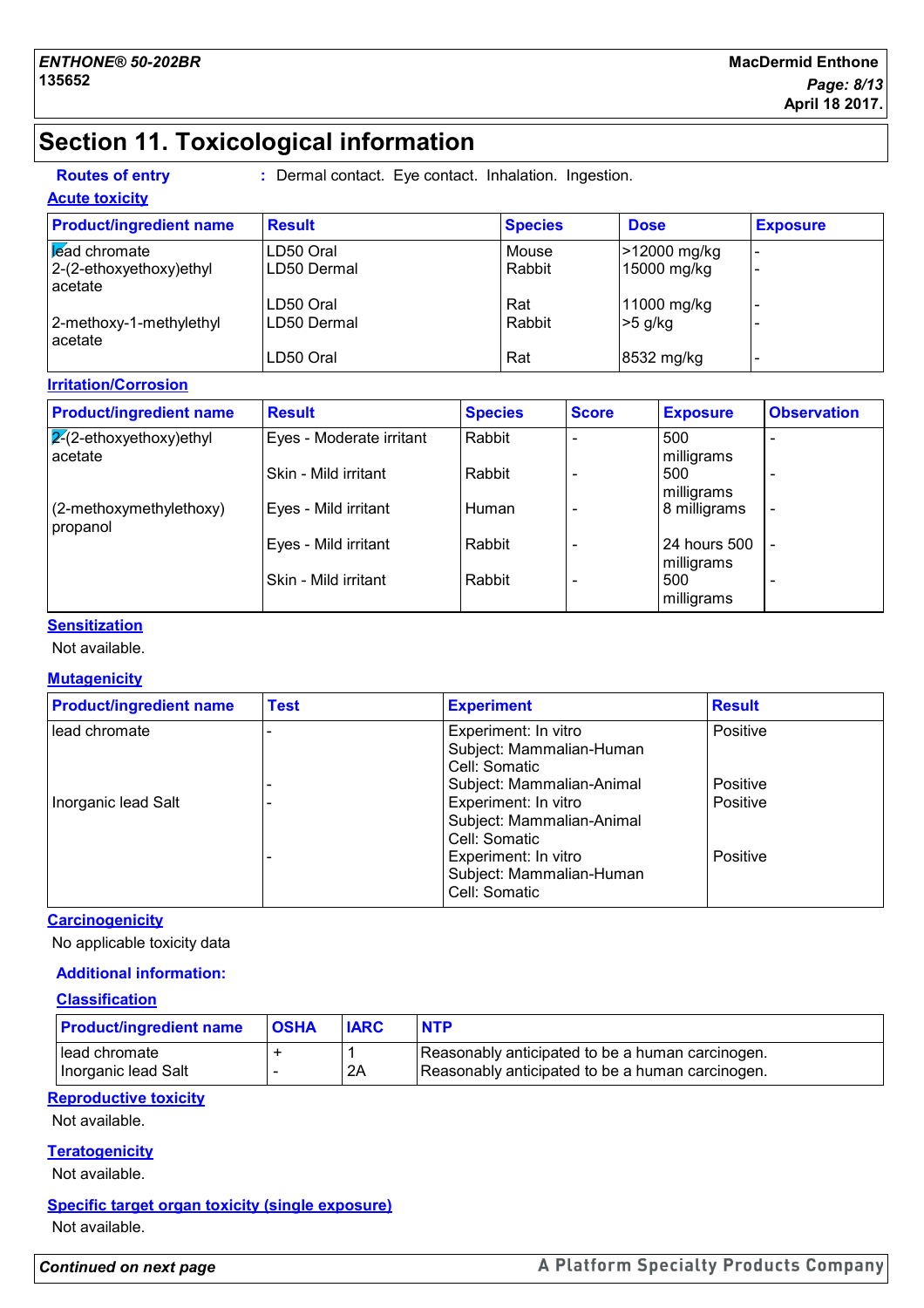# Section 11. Toxicological information

**Routes of entry** : Dermal contact. Eye contact. Inhalation. Ingestion.

**Acute toxicity**

| Product/ingredient name | Result | Species | Dose | Exposure |
|---|---|---|---|---|
| lead chromate | LD50 Oral | Mouse | >12000 mg/kg | - |
| 2-(2-ethoxyethoxy)ethyl acetate | LD50 Dermal | Rabbit | 15000 mg/kg | - |
| | LD50 Oral | Rat | 11000 mg/kg | - |
| 2-methoxy-1-methylethyl acetate | LD50 Dermal | Rabbit | >5 g/kg | - |
| | LD50 Oral | Rat | 8532 mg/kg | - |

**Irritation/Corrosion**

| Product/ingredient name | Result | Species | Score | Exposure | Observation |
|---|---|---|---|---|---|
| 2-(2-ethoxyethoxy)ethyl acetate | Eyes - Moderate irritant | Rabbit | - | 500 milligrams | - |
| | Skin - Mild irritant | Rabbit | - | 500 milligrams | - |
| (2-methoxymethylethoxy) propanol | Eyes - Mild irritant | Human | - | 8 milligrams | - |
| | Eyes - Mild irritant | Rabbit | - | 24 hours 500 milligrams | - |
| | Skin - Mild irritant | Rabbit | - | 500 milligrams | - |

**Sensitization**

Not available.

**Mutagenicity**

| Product/ingredient name | Test | Experiment | Result |
|---|---|---|---|
| lead chromate | - | Experiment: In vitro Subject: Mammalian-Human Cell: Somatic | Positive |
| | - | Subject: Mammalian-Animal | Positive |
| Inorganic lead Salt | - | Experiment: In vitro Subject: Mammalian-Animal Cell: Somatic | Positive |
| | - | Experiment: In vitro Subject: Mammalian-Human Cell: Somatic | Positive |

**Carcinogenicity**

No applicable toxicity data

**Additional information:**

**Classification**

| Product/ingredient name | OSHA | IARC | NTP |
|---|---|---|---|
| lead chromate | + | 1 | Reasonably anticipated to be a human carcinogen. |
| Inorganic lead Salt | - | 2A | Reasonably anticipated to be a human carcinogen. |

**Reproductive toxicity**

Not available.

**Teratogenicity**

Not available.

**Specific target organ toxicity (single exposure)**

Not available.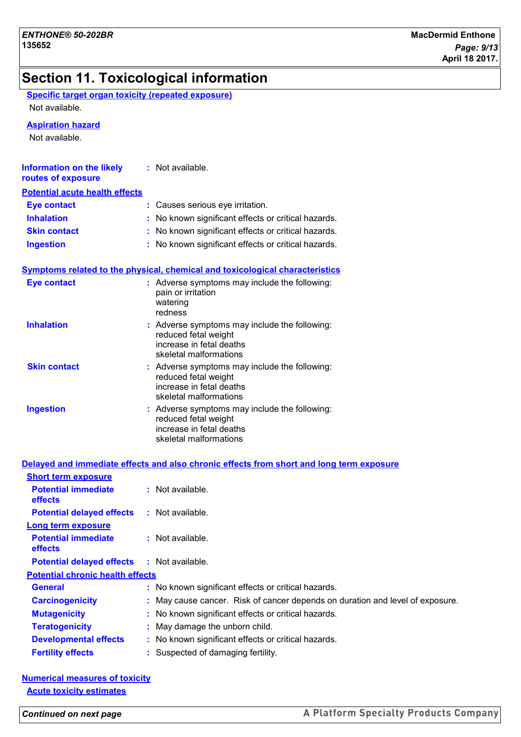# Section 11. Toxicological information

**Specific target organ toxicity (repeated exposure)**

Not available.

**Aspiration hazard**

Not available.

**Information on the likely routes of exposure** : Not available.

**Potential acute health effects**

**Eye contact** : Causes serious eye irritation.

**Inhalation** : No known significant effects or critical hazards.

**Skin contact** : No known significant effects or critical hazards.

**Ingestion** : No known significant effects or critical hazards.

**Symptoms related to the physical, chemical and toxicological characteristics**

**Eye contact** : Adverse symptoms may include the following:
pain or irritation
watering
redness

**Inhalation** : Adverse symptoms may include the following:
reduced fetal weight
increase in fetal deaths
skeletal malformations

**Skin contact** : Adverse symptoms may include the following:
reduced fetal weight
increase in fetal deaths
skeletal malformations

**Ingestion** : Adverse symptoms may include the following:
reduced fetal weight
increase in fetal deaths
skeletal malformations

**Delayed and immediate effects and also chronic effects from short and long term exposure**

**Short term exposure**

**Potential immediate effects** : Not available.

**Potential delayed effects** : Not available.

**Long term exposure**

**Potential immediate effects** : Not available.

**Potential delayed effects** : Not available.

**Potential chronic health effects**

**General** : No known significant effects or critical hazards.

**Carcinogenicity** : May cause cancer. Risk of cancer depends on duration and level of exposure.

**Mutagenicity** : No known significant effects or critical hazards.

**Teratogenicity** : May damage the unborn child.

**Developmental effects** : No known significant effects or critical hazards.

**Fertility effects** : Suspected of damaging fertility.

**Numerical measures of toxicity**

**Acute toxicity estimates**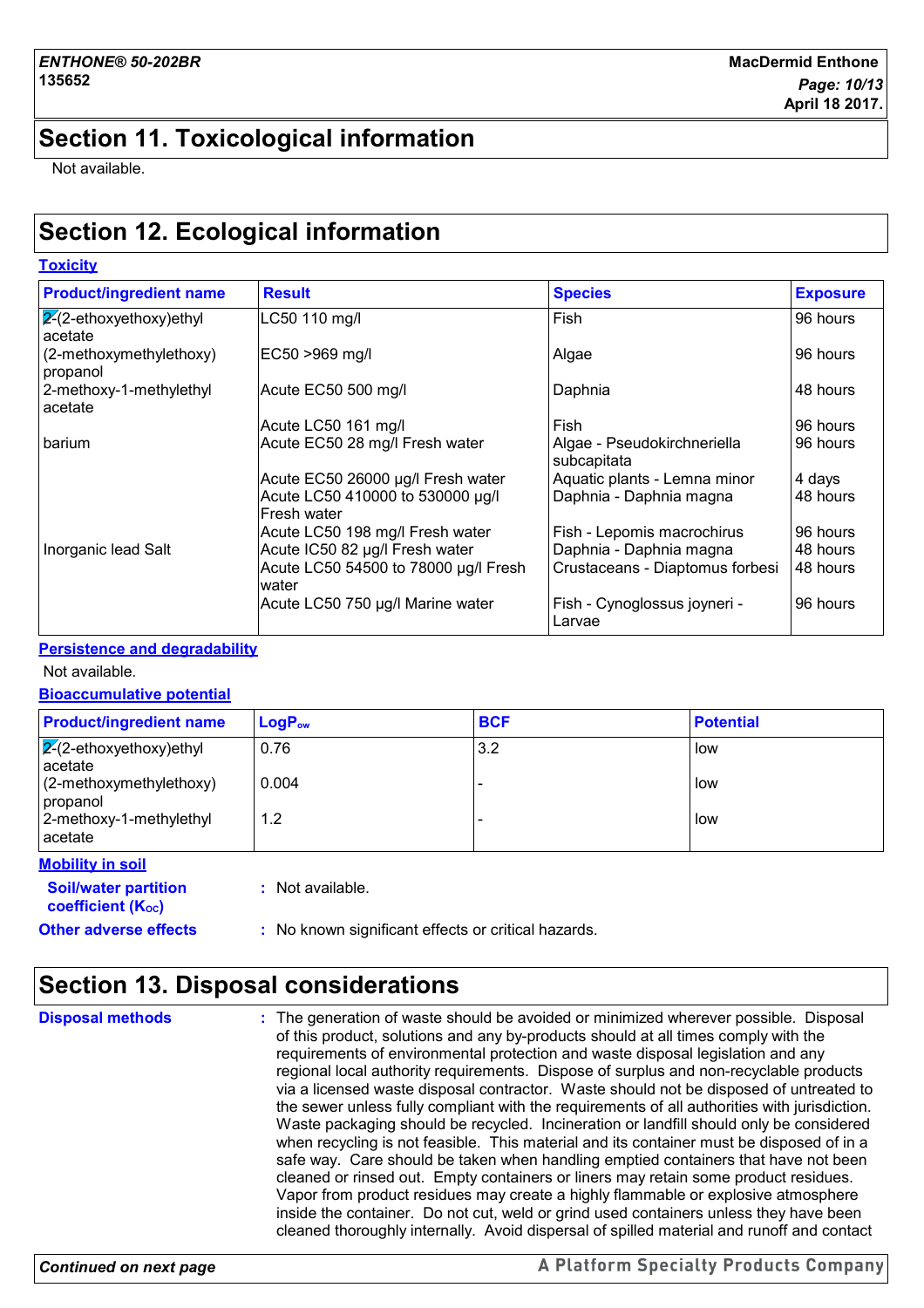# Section 11. Toxicological information

Not available.

# Section 12. Ecological information

**Toxicity**

| Product/ingredient name | Result | Species | Exposure |
|---|---|---|---|
| 2-(2-ethoxyethoxy)ethyl acetate | LC50 110 mg/l | Fish | 96 hours |
| (2-methoxymethylethoxy) propanol | EC50 >969 mg/l | Algae | 96 hours |
| 2-methoxy-1-methylethyl acetate | Acute EC50 500 mg/l | Daphnia | 48 hours |
| | Acute LC50 161 mg/l | Fish | 96 hours |
| barium | Acute EC50 28 mg/l Fresh water | Algae - Pseudokirchneriella subcapitata | 96 hours |
| | Acute EC50 26000 µg/l Fresh water | Aquatic plants - Lemna minor | 4 days |
| | Acute LC50 410000 to 530000 µg/l Fresh water | Daphnia - Daphnia magna | 48 hours |
| | Acute LC50 198 mg/l Fresh water | Fish - Lepomis macrochirus | 96 hours |
| Inorganic lead Salt | Acute IC50 82 µg/l Fresh water | Daphnia - Daphnia magna | 48 hours |
| | Acute LC50 54500 to 78000 µg/l Fresh water | Crustaceans - Diaptomus forbesi | 48 hours |
| | Acute LC50 750 µg/l Marine water | Fish - Cynoglossus joyneri - Larvae | 96 hours |

**Persistence and degradability**

Not available.

**Bioaccumulative potential**

| Product/ingredient name | $LogP_{ow}$ | BCF | Potential |
|---|---|---|---|
| 2-(2-ethoxyethoxy)ethyl acetate | 0.76 | 3.2 | low |
| (2-methoxymethylethoxy) propanol | 0.004 | - | low |
| 2-methoxy-1-methylethyl acetate | 1.2 | - | low |

**Mobility in soil**

**Soil/water partition coefficient ($K_{OC}$)** : Not available.

**Other adverse effects** : No known significant effects or critical hazards.

# Section 13. Disposal considerations

**Disposal methods** : The generation of waste should be avoided or minimized wherever possible. Disposal of this product, solutions and any by-products should at all times comply with the requirements of environmental protection and waste disposal legislation and any regional local authority requirements. Dispose of surplus and non-recyclable products via a licensed waste disposal contractor. Waste should not be disposed of untreated to the sewer unless fully compliant with the requirements of all authorities with jurisdiction. Waste packaging should be recycled. Incineration or landfill should only be considered when recycling is not feasible. This material and its container must be disposed of in a safe way. Care should be taken when handling emptied containers that have not been cleaned or rinsed out. Empty containers or liners may retain some product residues. Vapor from product residues may create a highly flammable or explosive atmosphere inside the container. Do not cut, weld or grind used containers unless they have been cleaned thoroughly internally. Avoid dispersal of spilled material and runoff and contact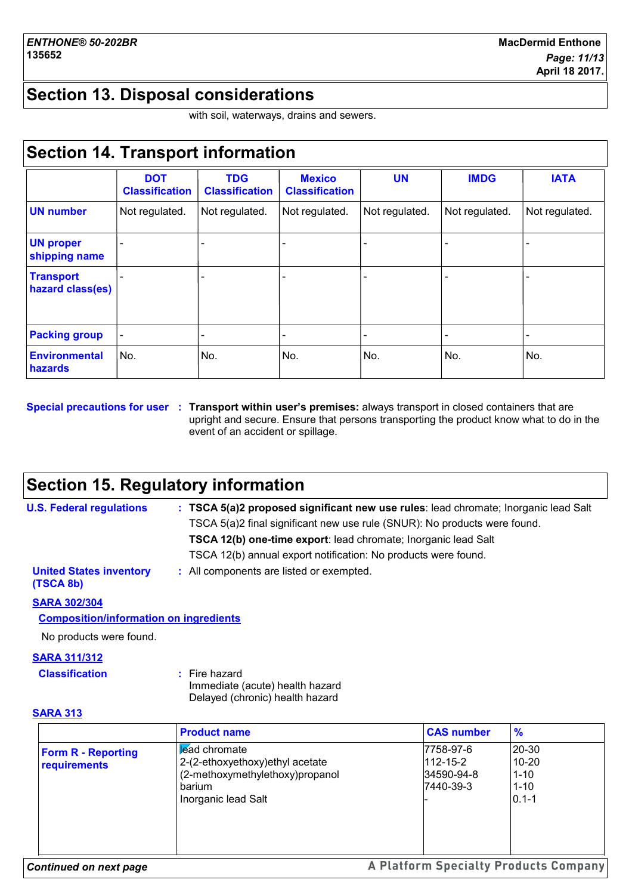## Section 13. Disposal considerations

with soil, waterways, drains and sewers.

## Section 14. Transport information

| | DOT Classification | TDG Classification | Mexico Classification | UN | IMDG | IATA |
|---|---|---|---|---|---|---|
| **UN number** | Not regulated. | Not regulated. | Not regulated. | Not regulated. | Not regulated. | Not regulated. |
| **UN proper shipping name** | - | - | - | - | - | - |
| **Transport hazard class(es)** | - | - | - | - | - | - |
| **Packing group** | - | - | - | - | - | - |
| **Environmental hazards** | No. | No. | No. | No. | No. | No. |

**Special precautions for user** : **Transport within user's premises:** always transport in closed containers that are upright and secure. Ensure that persons transporting the product know what to do in the event of an accident or spillage.

## Section 15. Regulatory information

**U.S. Federal regulations** : **TSCA 5(a)2 proposed significant new use rules**: lead chromate; Inorganic lead Salt

TSCA 5(a)2 final significant new use rule (SNUR): No products were found.

**TSCA 12(b) one-time export**: lead chromate; Inorganic lead Salt

TSCA 12(b) annual export notification: No products were found.

**United States inventory (TSCA 8b)** : All components are listed or exempted.

**SARA 302/304**

**Composition/information on ingredients**

No products were found.

**SARA 311/312**

**Classification** : Fire hazard
Immediate (acute) health hazard
Delayed (chronic) health hazard

**SARA 313**

| | Product name | CAS number | % |
|---|---|---|---|
| **Form R - Reporting requirements** | lead chromate<br>2-(2-ethoxyethoxy)ethyl acetate<br>(2-methoxymethylethoxy)propanol<br>barium<br>Inorganic lead Salt | 7758-97-6<br>112-15-2<br>34590-94-8<br>7440-39-3<br>- | 20-30<br>10-20<br>1-10<br>1-10<br>0.1-1 |

*Continued on next page*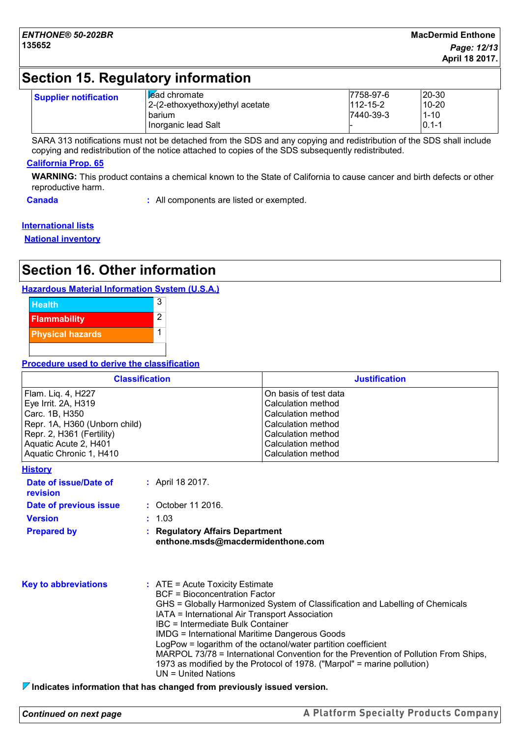## Section 15. Regulatory information

| Supplier notification | lead chromate | 7758-97-6 | 20-30 |
|---|---|---|---|
| | 2-(2-ethoxyethoxy)ethyl acetate | 112-15-2 | 10-20 |
| | barium | 7440-39-3 | 1-10 |
| | Inorganic lead Salt | - | 0.1-1 |

SARA 313 notifications must not be detached from the SDS and any copying and redistribution of the SDS shall include copying and redistribution of the notice attached to copies of the SDS subsequently redistributed.

**California Prop. 65**

**WARNING:** This product contains a chemical known to the State of California to cause cancer and birth defects or other reproductive harm.

**Canada** : All components are listed or exempted.

**International lists**

**National inventory**

## Section 16. Other information

**Hazardous Material Information System (U.S.A.)**

| Hazard | Rating |
|---|---|
| Health | 3 |
| Flammability | 2 |
| Physical hazards | 1 |
| | |

**Procedure used to derive the classification**

| Classification | Justification |
|---|---|
| Flam. Liq. 4, H227 | On basis of test data |
| Eye Irrit. 2A, H319 | Calculation method |
| Carc. 1B, H350 | Calculation method |
| Repr. 1A, H360 (Unborn child) | Calculation method |
| Repr. 2, H361 (Fertility) | Calculation method |
| Aquatic Acute 2, H401 | Calculation method |
| Aquatic Chronic 1, H410 | Calculation method |

**History**

**Date of issue/Date of revision** : April 18 2017.

**Date of previous issue** : October 11 2016.

**Version** : 1.03

**Prepared by** : **Regulatory Affairs Department**
**enthone.msds@macdermidenthone.com**

**Key to abbreviations** :
ATE = Acute Toxicity Estimate
BCF = Bioconcentration Factor
GHS = Globally Harmonized System of Classification and Labelling of Chemicals
IATA = International Air Transport Association
IBC = Intermediate Bulk Container
IMDG = International Maritime Dangerous Goods
LogPow = logarithm of the octanol/water partition coefficient
MARPOL 73/78 = International Convention for the Prevention of Pollution From Ships, 1973 as modified by the Protocol of 1978. ("Marpol" = marine pollution)
UN = United Nations

**Indicates information that has changed from previously issued version.**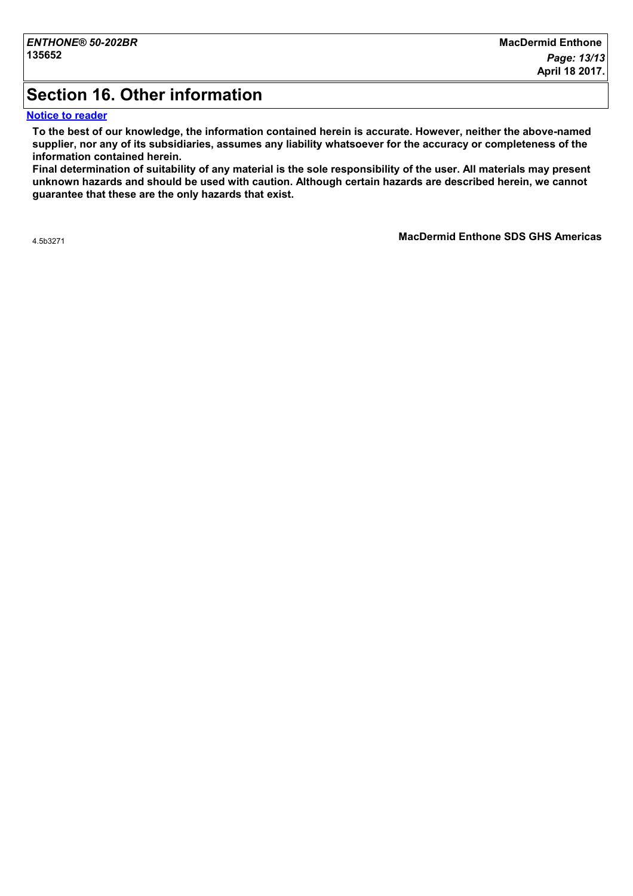## Section 16. Other information

**Notice to reader**

**To the best of our knowledge, the information contained herein is accurate. However, neither the above-named supplier, nor any of its subsidiaries, assumes any liability whatsoever for the accuracy or completeness of the information contained herein.**

**Final determination of suitability of any material is the sole responsibility of the user. All materials may present unknown hazards and should be used with caution. Although certain hazards are described herein, we cannot guarantee that these are the only hazards that exist.**

4.5b3271 **MacDermid Enthone SDS GHS Americas**